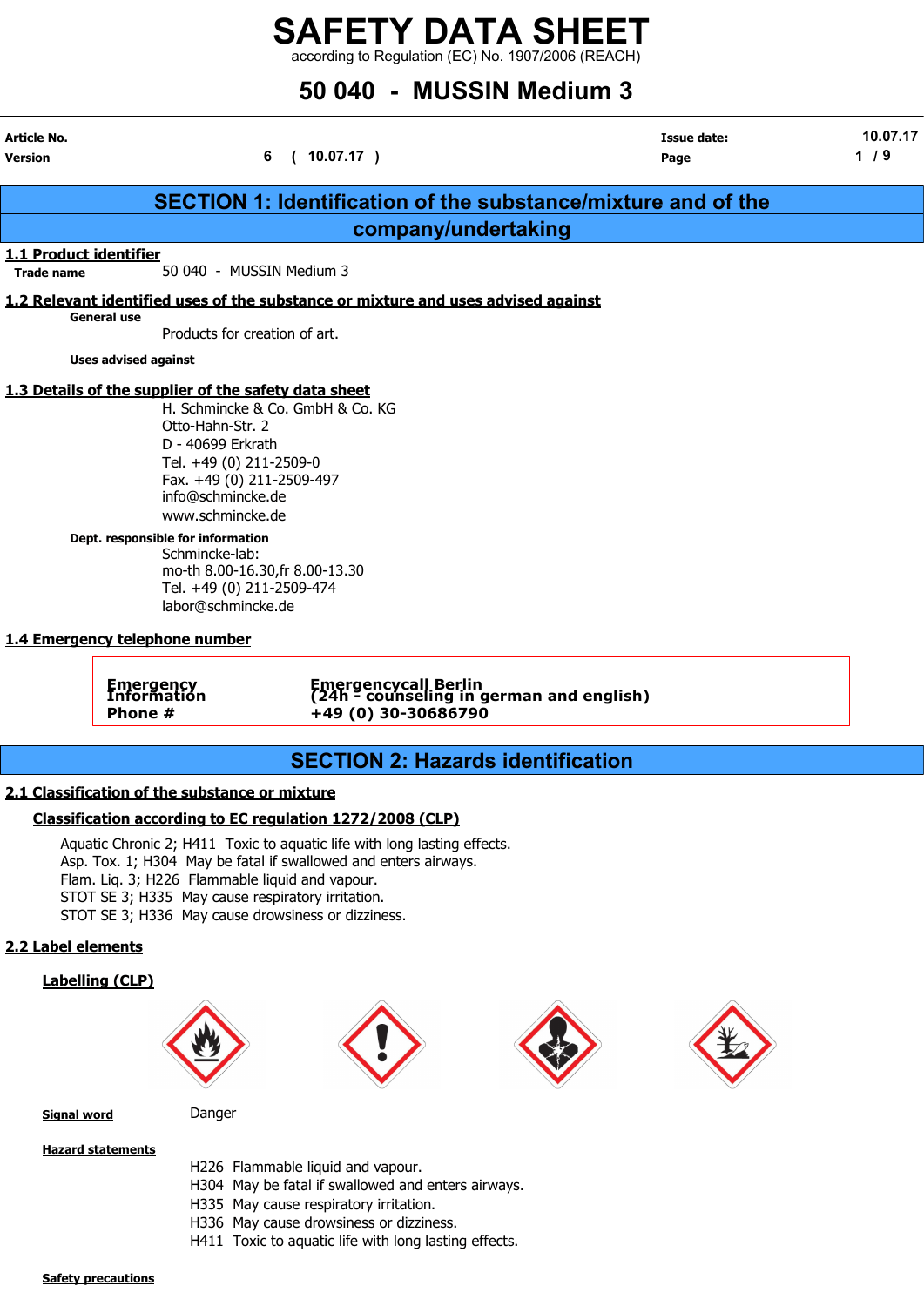# SAFETY DATA SHEET

according to Regulation (EC) No. 1907/2006 (REACH)

# 50 040 - MUSSIN Medium 3

| Article No. | | Issue date: | 10.07.17 |
|---|---|---|---|
| Version | 6 ( 10.07.17 ) | Page | 1 / 9 |

## SECTION 1: Identification of the substance/mixture and of the company/undertaking

### 1.1 Product identifier

**Trade name** 50 040 - MUSSIN Medium 3

### 1.2 Relevant identified uses of the substance or mixture and uses advised against

**General use**

Products for creation of art.

**Uses advised against**

### 1.3 Details of the supplier of the safety data sheet

H. Schmincke & Co. GmbH & Co. KG
Otto-Hahn-Str. 2
D - 40699 Erkrath
Tel. +49 (0) 211-2509-0
Fax. +49 (0) 211-2509-497
info@schmincke.de
www.schmincke.de

**Dept. responsible for information**

Schmincke-lab:
mo-th 8.00-16.30,fr 8.00-13.30
Tel. +49 (0) 211-2509-474
labor@schmincke.de

### 1.4 Emergency telephone number

| | |
|---|---|
| **Emergency Information Phone #** | **Emergencycall Berlin (24h - counseling in german and english) +49 (0) 30-30686790** |

## SECTION 2: Hazards identification

### 2.1 Classification of the substance or mixture

**Classification according to EC regulation 1272/2008 (CLP)**

Aquatic Chronic 2; H411 Toxic to aquatic life with long lasting effects.
Asp. Tox. 1; H304 May be fatal if swallowed and enters airways.
Flam. Liq. 3; H226 Flammable liquid and vapour.
STOT SE 3; H335 May cause respiratory irritation.
STOT SE 3; H336 May cause drowsiness or dizziness.

### 2.2 Label elements

**Labelling (CLP)**

**Signal word** Danger

**Hazard statements**

H226 Flammable liquid and vapour.
H304 May be fatal if swallowed and enters airways.
H335 May cause respiratory irritation.
H336 May cause drowsiness or dizziness.
H411 Toxic to aquatic life with long lasting effects.

**Safety precautions**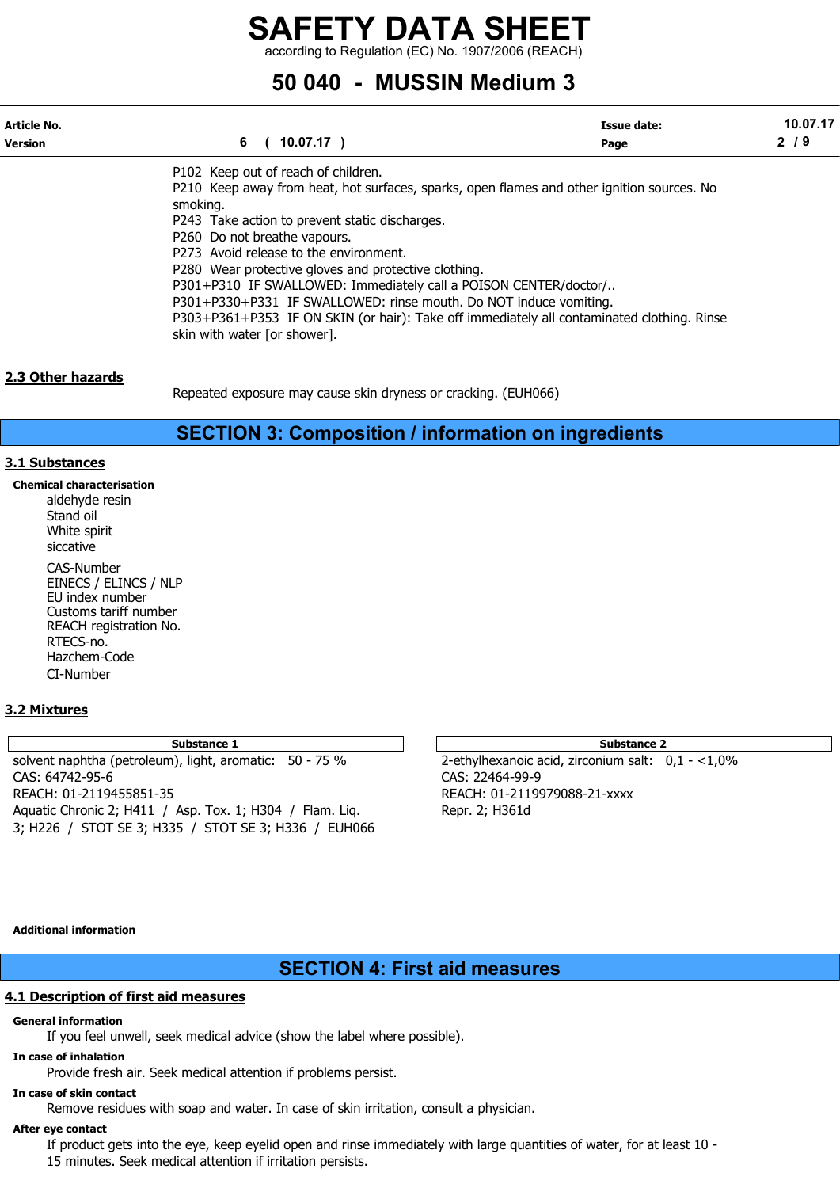P102 Keep out of reach of children.
P210 Keep away from heat, hot surfaces, sparks, open flames and other ignition sources. No smoking.
P243 Take action to prevent static discharges.
P260 Do not breathe vapours.
P273 Avoid release to the environment.
P280 Wear protective gloves and protective clothing.
P301+P310 IF SWALLOWED: Immediately call a POISON CENTER/doctor/..
P301+P330+P331 IF SWALLOWED: rinse mouth. Do NOT induce vomiting.
P303+P361+P353 IF ON SKIN (or hair): Take off immediately all contaminated clothing. Rinse skin with water [or shower].

### 2.3 Other hazards

Repeated exposure may cause skin dryness or cracking. (EUH066)

## SECTION 3: Composition / information on ingredients

### 3.1 Substances

**Chemical characterisation**

aldehyde resin
Stand oil
White spirit
siccative

CAS-Number
EINECS / ELINCS / NLP
EU index number
Customs tariff number
REACH registration No.
RTECS-no.
Hazchem-Code
CI-Number

### 3.2 Mixtures

| Substance 1 |
|---|
| solvent naphtha (petroleum), light, aromatic: 50 - 75 %<br>CAS: 64742-95-6<br>REACH: 01-2119455851-35<br>Aquatic Chronic 2; H411 / Asp. Tox. 1; H304 / Flam. Liq. 3; H226 / STOT SE 3; H335 / STOT SE 3; H336 / EUH066 |

| Substance 2 |
|---|
| 2-ethylhexanoic acid, zirconium salt: 0,1 - <1,0%<br>CAS: 22464-99-9<br>REACH: 01-2119979088-21-xxxx<br>Repr. 2; H361d |

**Additional information**

## SECTION 4: First aid measures

### 4.1 Description of first aid measures

**General information**

If you feel unwell, seek medical advice (show the label where possible).

**In case of inhalation**

Provide fresh air. Seek medical attention if problems persist.

**In case of skin contact**

Remove residues with soap and water. In case of skin irritation, consult a physician.

**After eye contact**

If product gets into the eye, keep eyelid open and rinse immediately with large quantities of water, for at least 10 - 15 minutes. Seek medical attention if irritation persists.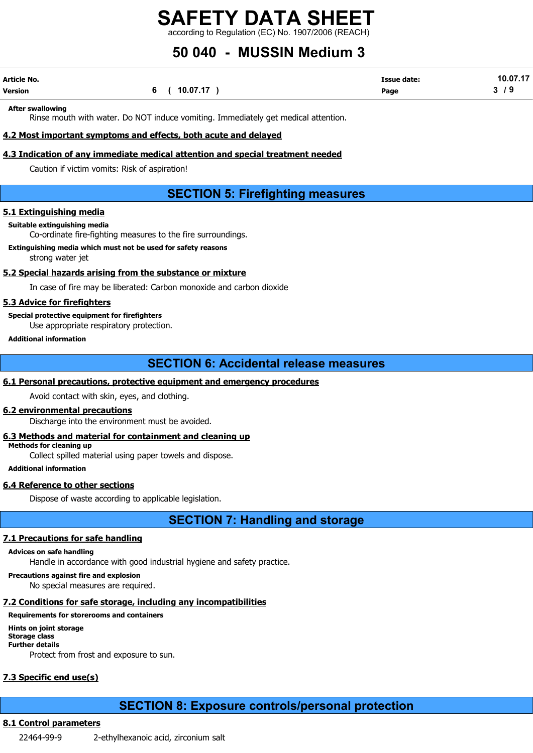**After swallowing**

Rinse mouth with water. Do NOT induce vomiting. Immediately get medical attention.

### 4.2 Most important symptoms and effects, both acute and delayed

### 4.3 Indication of any immediate medical attention and special treatment needed

Caution if victim vomits: Risk of aspiration!

## SECTION 5: Firefighting measures

### 5.1 Extinguishing media

**Suitable extinguishing media**

Co-ordinate fire-fighting measures to the fire surroundings.

**Extinguishing media which must not be used for safety reasons**

strong water jet

### 5.2 Special hazards arising from the substance or mixture

In case of fire may be liberated: Carbon monoxide and carbon dioxide

### 5.3 Advice for firefighters

**Special protective equipment for firefighters**

Use appropriate respiratory protection.

**Additional information**

## SECTION 6: Accidental release measures

### 6.1 Personal precautions, protective equipment and emergency procedures

Avoid contact with skin, eyes, and clothing.

### 6.2 environmental precautions

Discharge into the environment must be avoided.

### 6.3 Methods and material for containment and cleaning up

**Methods for cleaning up**

Collect spilled material using paper towels and dispose.

**Additional information**

### 6.4 Reference to other sections

Dispose of waste according to applicable legislation.

## SECTION 7: Handling and storage

### 7.1 Precautions for safe handling

**Advices on safe handling**

Handle in accordance with good industrial hygiene and safety practice.

**Precautions against fire and explosion**

No special measures are required.

### 7.2 Conditions for safe storage, including any incompatibilities

**Requirements for storerooms and containers**

**Hints on joint storage**

**Storage class**

**Further details**

Protect from frost and exposure to sun.

### 7.3 Specific end use(s)

## SECTION 8: Exposure controls/personal protection

### 8.1 Control parameters

22464-99-9 2-ethylhexanoic acid, zirconium salt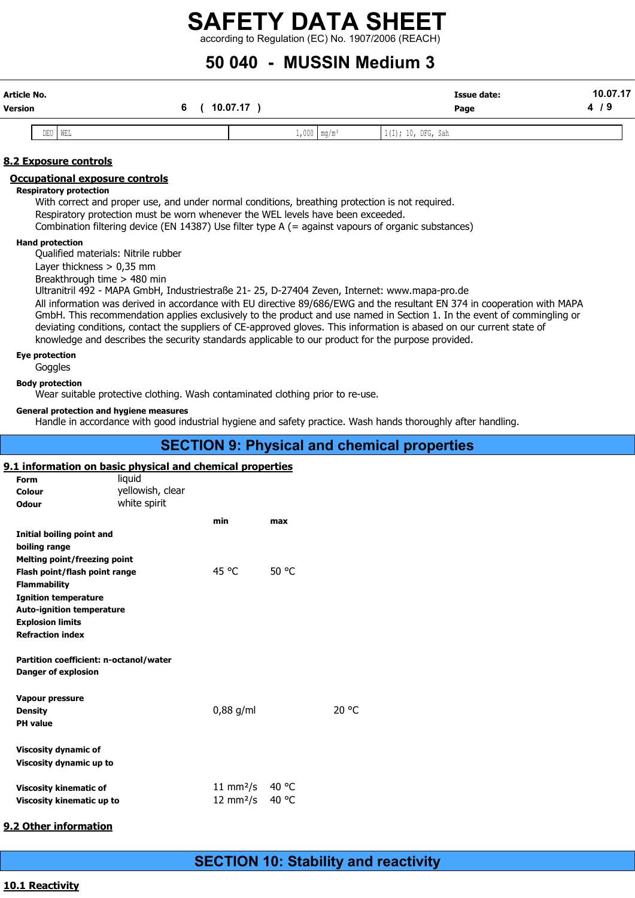| DEU | WEL | 1,000 | mg/m³ | 1(I); 10, DFG, Sah |
|---|---|---|---|---|

## 8.2 Exposure controls

### Occupational exposure controls

**Respiratory protection**

With correct and proper use, and under normal conditions, breathing protection is not required.
Respiratory protection must be worn whenever the WEL levels have been exceeded.
Combination filtering device (EN 14387) Use filter type A (= against vapours of organic substances)

**Hand protection**

Qualified materials: Nitrile rubber
Layer thickness > 0,35 mm
Breakthrough time > 480 min
Ultranitril 492 - MAPA GmbH, Industriestraße 21- 25, D-27404 Zeven, Internet: www.mapa-pro.de
All information was derived in accordance with EU directive 89/686/EWG and the resultant EN 374 in cooperation with MAPA GmbH. This recommendation applies exclusively to the product and use named in Section 1. In the event of commingling or deviating conditions, contact the suppliers of CE-approved gloves. This information is abased on our current state of knowledge and describes the security standards applicable to our product for the purpose provided.

**Eye protection**

Goggles

**Body protection**

Wear suitable protective clothing. Wash contaminated clothing prior to re-use.

**General protection and hygiene measures**

Handle in accordance with good industrial hygiene and safety practice. Wash hands thoroughly after handling.

# SECTION 9: Physical and chemical properties

## 9.1 information on basic physical and chemical properties

**Form** liquid
**Colour** yellowish, clear
**Odour** white spirit

| | min | max | |
|---|---|---|---|
| **Initial boiling point and boiling range** | | | |
| **Melting point/freezing point** | | | |
| **Flash point/flash point range** | 45 °C | 50 °C | |
| **Flammability** | | | |
| **Ignition temperature** | | | |
| **Auto-ignition temperature** | | | |
| **Explosion limits** | | | |
| **Refraction index** | | | |
| **Partition coefficient: n-octanol/water** | | | |
| **Danger of explosion** | | | |
| **Vapour pressure** | | | |
| **Density** | 0,88 g/ml | | 20 °C |
| **PH value** | | | |
| **Viscosity dynamic of** | | | |
| **Viscosity dynamic up to** | | | |
| **Viscosity kinematic of** | 11 mm²/s | 40 °C | |
| **Viscosity kinematic up to** | 12 mm²/s | 40 °C | |

## 9.2 Other information

# SECTION 10: Stability and reactivity

## 10.1 Reactivity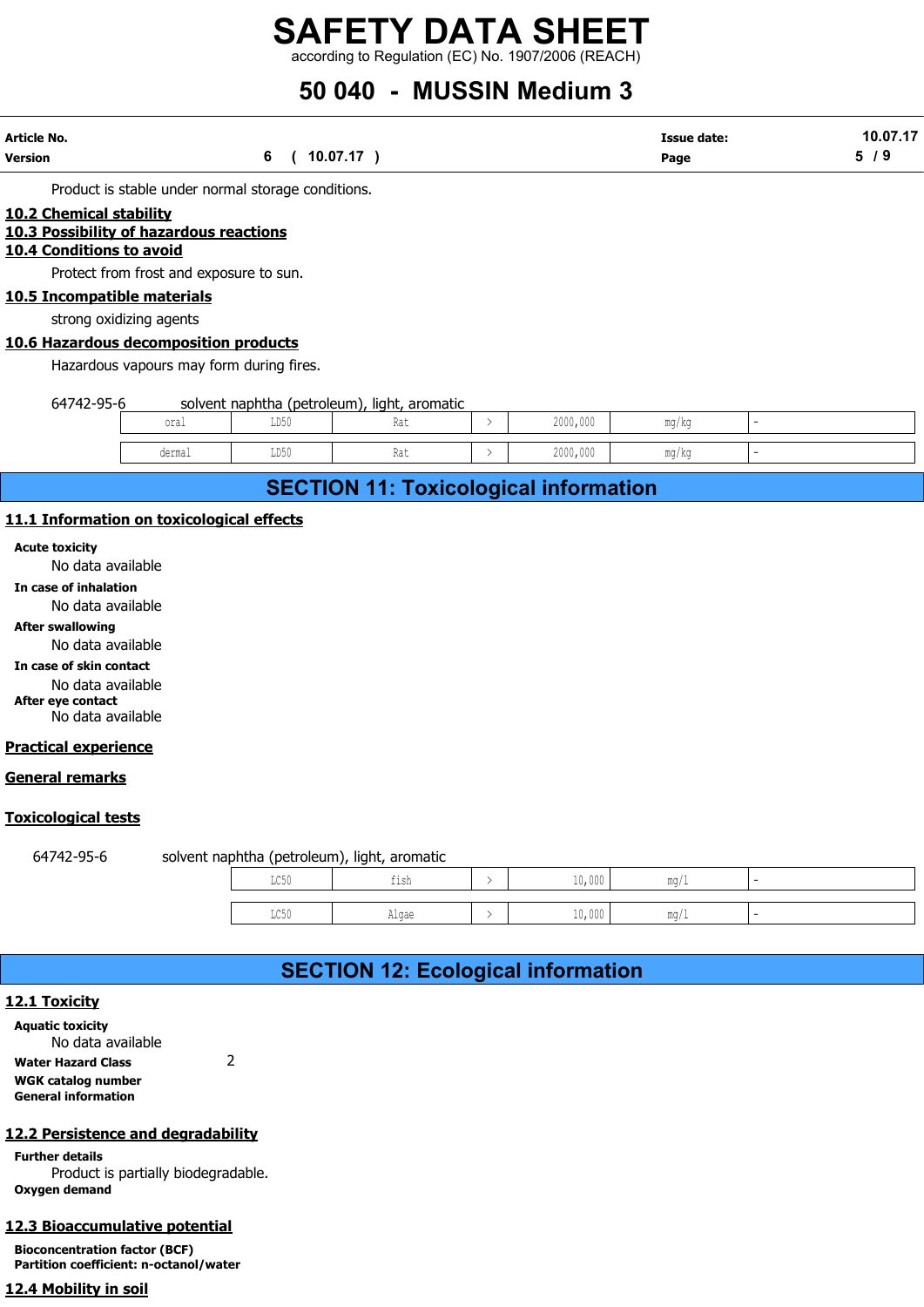Product is stable under normal storage conditions.

**10.2 Chemical stability**

**10.3 Possibility of hazardous reactions**

**10.4 Conditions to avoid**

Protect from frost and exposure to sun.

**10.5 Incompatible materials**

strong oxidizing agents

**10.6 Hazardous decomposition products**

Hazardous vapours may form during fires.

64742-95-6 solvent naphtha (petroleum), light, aromatic

| | | | | | | |
|---|---|---|---|---|---|---|
| oral | LD50 | Rat | > | 2000,000 | mg/kg | - |
| dermal | LD50 | Rat | > | 2000,000 | mg/kg | - |

# SECTION 11: Toxicological information

**11.1 Information on toxicological effects**

**Acute toxicity**

No data available

**In case of inhalation**

No data available

**After swallowing**

No data available

**In case of skin contact**

No data available

**After eye contact**

No data available

**Practical experience**

**General remarks**

**Toxicological tests**

64742-95-6 solvent naphtha (petroleum), light, aromatic

| | | | | | |
|---|---|---|---|---|---|
| LC50 | fish | > | 10,000 | mg/l | - |
| LC50 | Algae | > | 10,000 | mg/l | - |

# SECTION 12: Ecological information

**12.1 Toxicity**

**Aquatic toxicity**

No data available

**Water Hazard Class** 2

**WGK catalog number**

**General information**

**12.2 Persistence and degradability**

**Further details**

Product is partially biodegradable.

**Oxygen demand**

**12.3 Bioaccumulative potential**

**Bioconcentration factor (BCF)**

**Partition coefficient: n-octanol/water**

**12.4 Mobility in soil**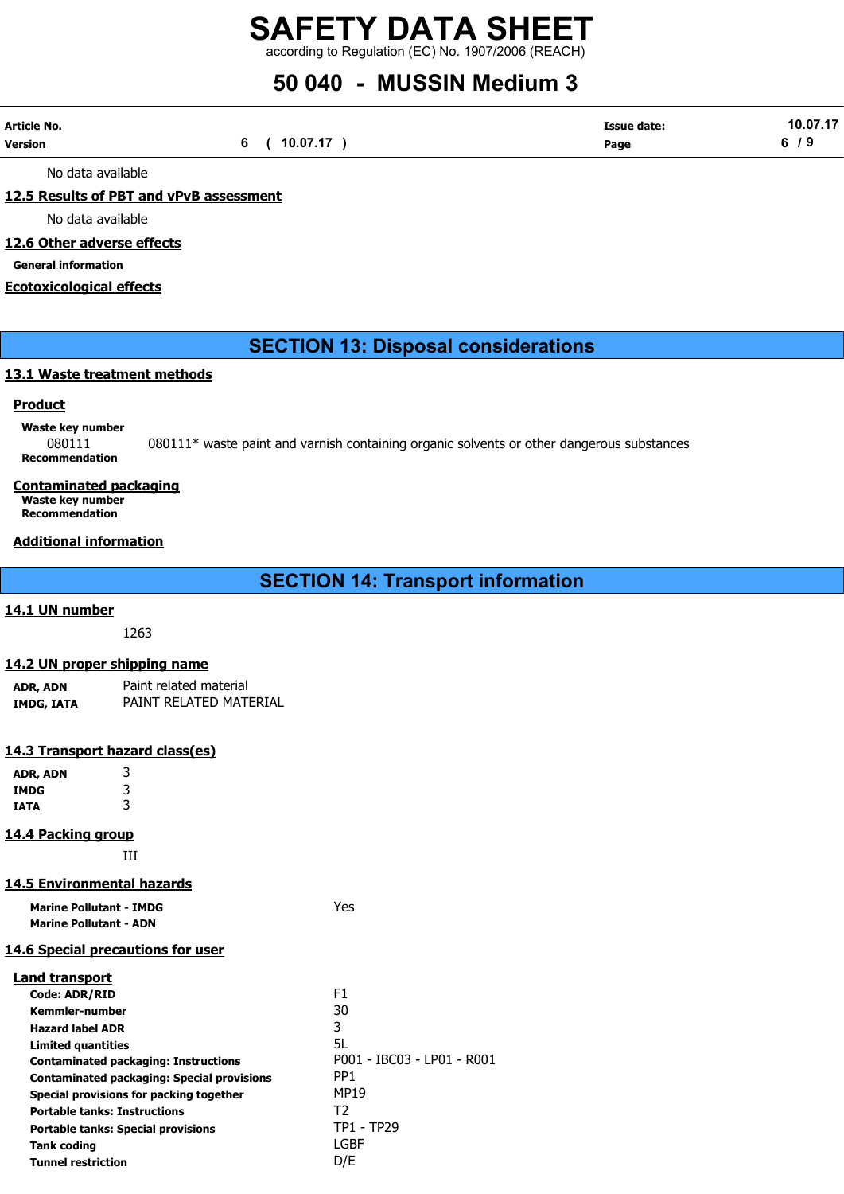No data available

**12.5 Results of PBT and vPvB assessment**

No data available

**12.6 Other adverse effects**

**General information**

**Ecotoxicological effects**

# SECTION 13: Disposal considerations

**13.1 Waste treatment methods**

**Product**

**Waste key number**

080111 080111* waste paint and varnish containing organic solvents or other dangerous substances

**Recommendation**

**Contaminated packaging**

**Waste key number**

**Recommendation**

**Additional information**

# SECTION 14: Transport information

**14.1 UN number**

1263

**14.2 UN proper shipping name**

| | |
|---|---|
| **ADR, ADN** | Paint related material |
| **IMDG, IATA** | PAINT RELATED MATERIAL |

**14.3 Transport hazard class(es)**

| | |
|---|---|
| **ADR, ADN** | 3 |
| **IMDG** | 3 |
| **IATA** | 3 |

**14.4 Packing group**

III

**14.5 Environmental hazards**

| | |
|---|---|
| **Marine Pollutant - IMDG** | Yes |
| **Marine Pollutant - ADN** | |

**14.6 Special precautions for user**

**Land transport**

| | |
|---|---|
| **Code: ADR/RID** | F1 |
| **Kemmler-number** | 30 |
| **Hazard label ADR** | 3 |
| **Limited quantities** | 5L |
| **Contaminated packaging: Instructions** | P001 - IBC03 - LP01 - R001 |
| **Contaminated packaging: Special provisions** | PP1 |
| **Special provisions for packing together** | MP19 |
| **Portable tanks: Instructions** | T2 |
| **Portable tanks: Special provisions** | TP1 - TP29 |
| **Tank coding** | LGBF |
| **Tunnel restriction** | D/E |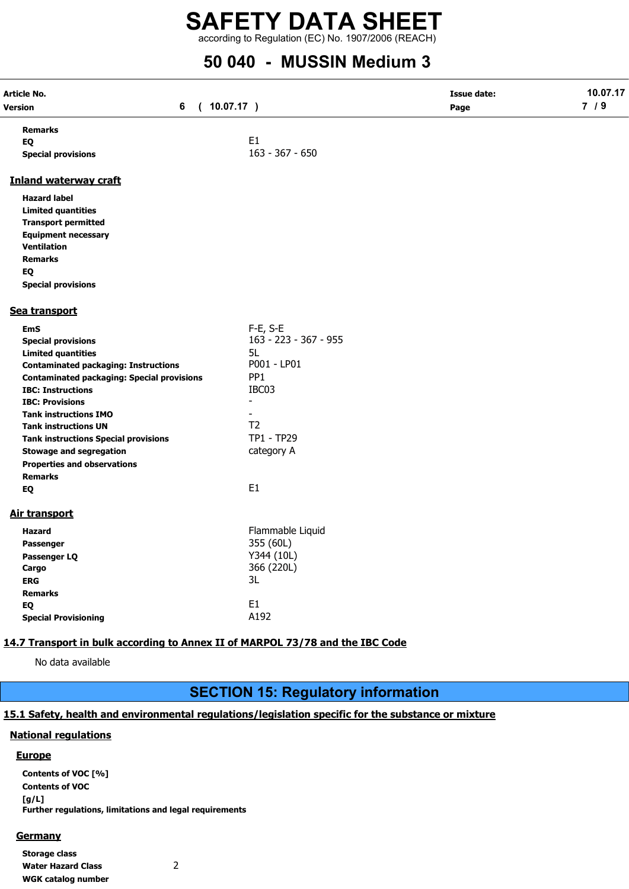| | |
|---|---|
| **Remarks** | |
| **EQ** | E1 |
| **Special provisions** | 163 - 367 - 650 |

### Inland waterway craft

| | |
|---|---|
| **Hazard label** | |
| **Limited quantities** | |
| **Transport permitted** | |
| **Equipment necessary** | |
| **Ventilation** | |
| **Remarks** | |
| **EQ** | |
| **Special provisions** | |

### Sea transport

| | |
|---|---|
| **EmS** | F-E, S-E |
| **Special provisions** | 163 - 223 - 367 - 955 |
| **Limited quantities** | 5L |
| **Contaminated packaging: Instructions** | P001 - LP01 |
| **Contaminated packaging: Special provisions** | PP1 |
| **IBC: Instructions** | IBC03 |
| **IBC: Provisions** | - |
| **Tank instructions IMO** | - |
| **Tank instructions UN** | T2 |
| **Tank instructions Special provisions** | TP1 - TP29 |
| **Stowage and segregation** | category A |
| **Properties and observations** | |
| **Remarks** | |
| **EQ** | E1 |

### Air transport

| | |
|---|---|
| **Hazard** | Flammable Liquid |
| **Passenger** | 355 (60L) |
| **Passenger LQ** | Y344 (10L) |
| **Cargo** | 366 (220L) |
| **ERG** | 3L |
| **Remarks** | |
| **EQ** | E1 |
| **Special Provisioning** | A192 |

### 14.7 Transport in bulk according to Annex II of MARPOL 73/78 and the IBC Code

No data available

## SECTION 15: Regulatory information

### 15.1 Safety, health and environmental regulations/legislation specific for the substance or mixture

#### National regulations

##### Europe

**Contents of VOC [%]**
**Contents of VOC [g/L]**
**Further regulations, limitations and legal requirements**

##### Germany

| | |
|---|---|
| **Storage class** | |
| **Water Hazard Class** | 2 |
| **WGK catalog number** | |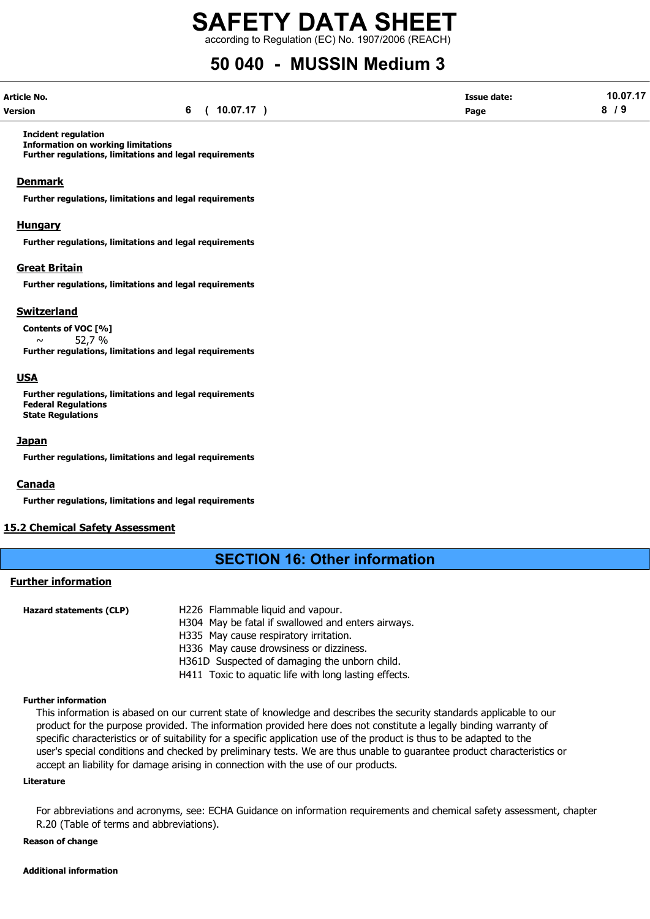**Incident regulation**
**Information on working limitations**
**Further regulations, limitations and legal requirements**

## Denmark

**Further regulations, limitations and legal requirements**

## Hungary

**Further regulations, limitations and legal requirements**

## Great Britain

**Further regulations, limitations and legal requirements**

## Switzerland

**Contents of VOC [%]**
~ 52,7 %
**Further regulations, limitations and legal requirements**

## USA

**Further regulations, limitations and legal requirements**
**Federal Regulations**
**State Regulations**

## Japan

**Further regulations, limitations and legal requirements**

## Canada

**Further regulations, limitations and legal requirements**

## 15.2 Chemical Safety Assessment

# SECTION 16: Other information

## Further information

**Hazard statements (CLP)**

H226 Flammable liquid and vapour.
H304 May be fatal if swallowed and enters airways.
H335 May cause respiratory irritation.
H336 May cause drowsiness or dizziness.
H361D Suspected of damaging the unborn child.
H411 Toxic to aquatic life with long lasting effects.

**Further information**

This information is abased on our current state of knowledge and describes the security standards applicable to our product for the purpose provided. The information provided here does not constitute a legally binding warranty of specific characteristics or of suitability for a specific application use of the product is thus to be adapted to the user's special conditions and checked by preliminary tests. We are thus unable to guarantee product characteristics or accept an liability for damage arising in connection with the use of our products.

**Literature**

For abbreviations and acronyms, see: ECHA Guidance on information requirements and chemical safety assessment, chapter R.20 (Table of terms and abbreviations).

**Reason of change**

**Additional information**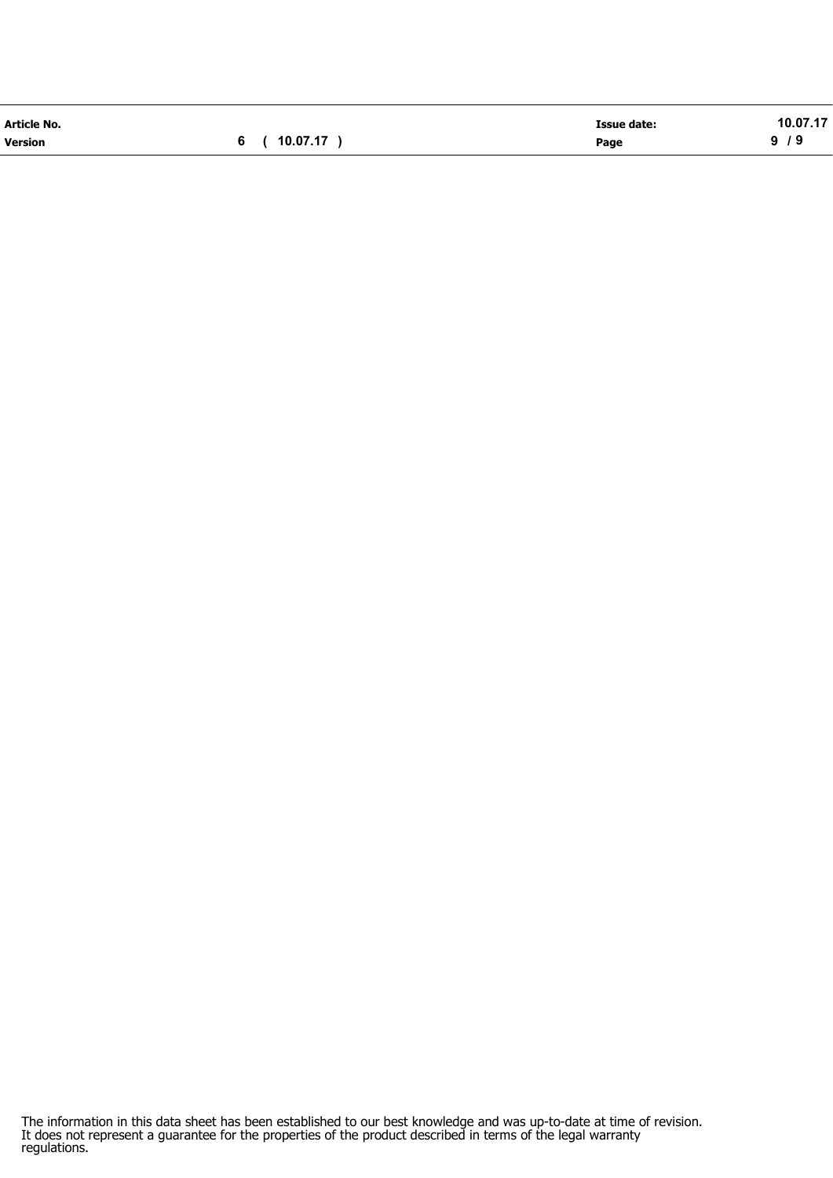The information in this data sheet has been established to our best knowledge and was up-to-date at time of revision. It does not represent a guarantee for the properties of the product described in terms of the legal warranty regulations.